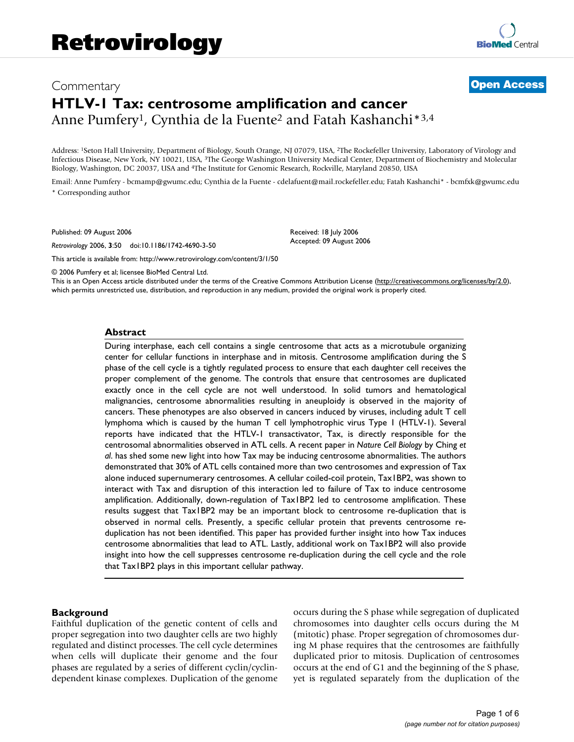# Retrovirology

Commentary **Open Access**

# HTLV-1 Tax: centrosome amplification and cancer

Anne Pumfery[1], Cynthia de la Fuente[2] and Fatah Kashanchi*[3,4]

Address: [1]Seton Hall University, Department of Biology, South Orange, NJ 07079, USA, [2]The Rockefeller University, Laboratory of Virology and Infectious Disease, New York, NY 10021, USA, [3]The George Washington University Medical Center, Department of Biochemistry and Molecular Biology, Washington, DC 20037, USA and [4]The Institute for Genomic Research, Rockville, Maryland 20850, USA

Email: Anne Pumfery - bcmamp@gwumc.edu; Cynthia de la Fuente - cdelafuent@mail.rockefeller.edu; Fatah Kashanchi* - bcmfxk@gwumc.edu

\* Corresponding author

Published: 09 August 2006

*Retrovirology* 2006, **3**:50 doi:10.1186/1742-4690-3-50

Received: 18 July 2006
Accepted: 09 August 2006

This article is available from: http://www.retrovirology.com/content/3/1/50

© 2006 Pumfery et al; licensee BioMed Central Ltd.
This is an Open Access article distributed under the terms of the Creative Commons Attribution License (http://creativecommons.org/licenses/by/2.0), which permits unrestricted use, distribution, and reproduction in any medium, provided the original work is properly cited.

## Abstract

During interphase, each cell contains a single centrosome that acts as a microtubule organizing center for cellular functions in interphase and in mitosis. Centrosome amplification during the S phase of the cell cycle is a tightly regulated process to ensure that each daughter cell receives the proper complement of the genome. The controls that ensure that centrosomes are duplicated exactly once in the cell cycle are not well understood. In solid tumors and hematological malignancies, centrosome abnormalities resulting in aneuploidy is observed in the majority of cancers. These phenotypes are also observed in cancers induced by viruses, including adult T cell lymphoma which is caused by the human T cell lymphotrophic virus Type 1 (HTLV-1). Several reports have indicated that the HTLV-1 transactivator, Tax, is directly responsible for the centrosomal abnormalities observed in ATL cells. A recent paper in *Nature Cell Biology* by Ching *et al.* has shed some new light into how Tax may be inducing centrosome abnormalities. The authors demonstrated that 30% of ATL cells contained more than two centrosomes and expression of Tax alone induced supernumerary centrosomes. A cellular coiled-coil protein, Tax1BP2, was shown to interact with Tax and disruption of this interaction led to failure of Tax to induce centrosome amplification. Additionally, down-regulation of Tax1BP2 led to centrosome amplification. These results suggest that Tax1BP2 may be an important block to centrosome re-duplication that is observed in normal cells. Presently, a specific cellular protein that prevents centrosome re-duplication has not been identified. This paper has provided further insight into how Tax induces centrosome abnormalities that lead to ATL. Lastly, additional work on Tax1BP2 will also provide insight into how the cell suppresses centrosome re-duplication during the cell cycle and the role that Tax1BP2 plays in this important cellular pathway.

## Background

Faithful duplication of the genetic content of cells and proper segregation into two daughter cells are two highly regulated and distinct processes. The cell cycle determines when cells will duplicate their genome and the four phases are regulated by a series of different cyclin/cyclin-dependent kinase complexes. Duplication of the genome occurs during the S phase while segregation of duplicated chromosomes into daughter cells occurs during the M (mitotic) phase. Proper segregation of chromosomes during M phase requires that the centrosomes are faithfully duplicated prior to mitosis. Duplication of centrosomes occurs at the end of G1 and the beginning of the S phase, yet is regulated separately from the duplication of the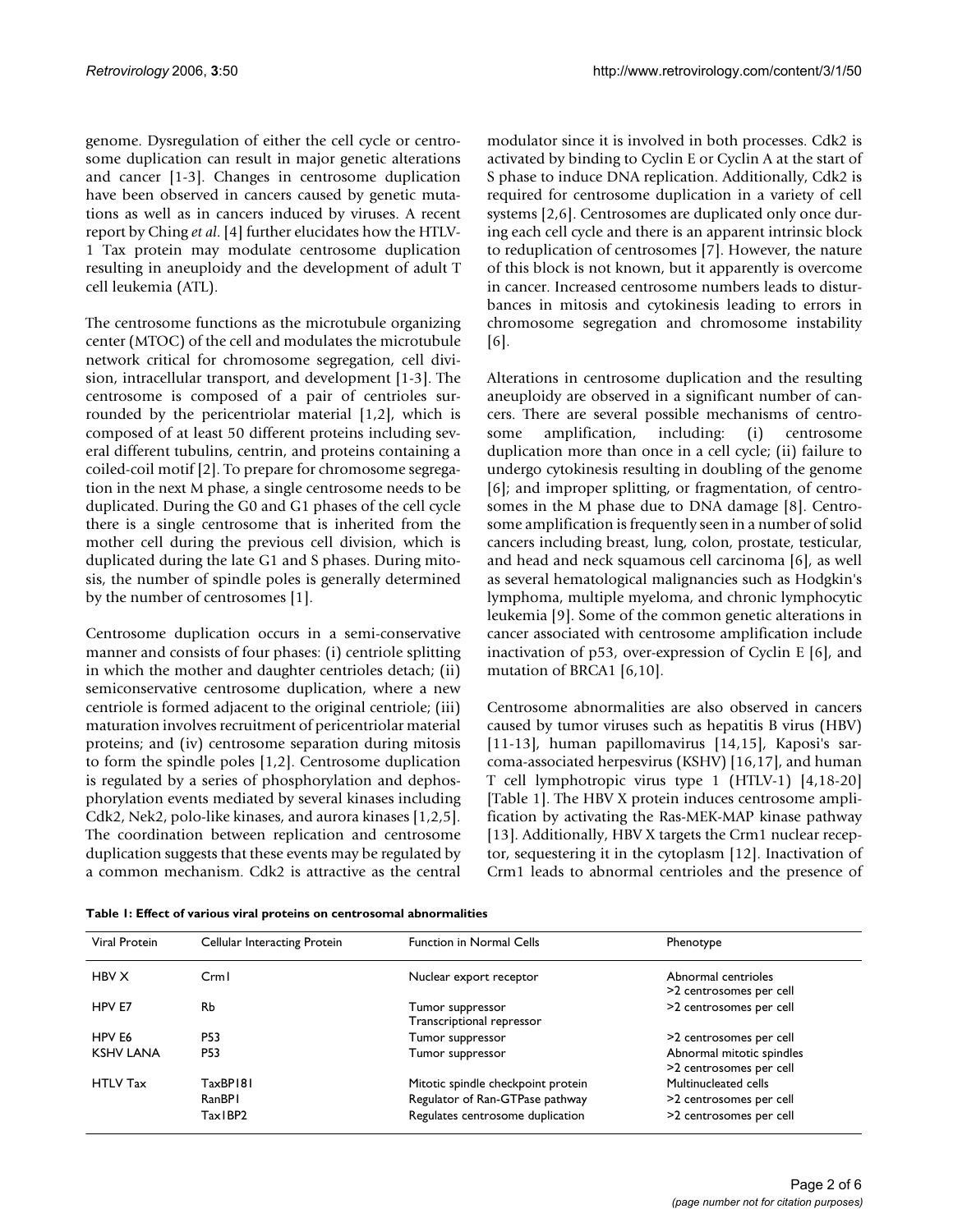genome. Dysregulation of either the cell cycle or centrosome duplication can result in major genetic alterations and cancer [1-3]. Changes in centrosome duplication have been observed in cancers caused by genetic mutations as well as in cancers induced by viruses. A recent report by Ching *et al*. [4] further elucidates how the HTLV-1 Tax protein may modulate centrosome duplication resulting in aneuploidy and the development of adult T cell leukemia (ATL).

The centrosome functions as the microtubule organizing center (MTOC) of the cell and modulates the microtubule network critical for chromosome segregation, cell division, intracellular transport, and development [1-3]. The centrosome is composed of a pair of centrioles surrounded by the pericentriolar material [1,2], which is composed of at least 50 different proteins including several different tubulins, centrin, and proteins containing a coiled-coil motif [2]. To prepare for chromosome segregation in the next M phase, a single centrosome needs to be duplicated. During the G0 and G1 phases of the cell cycle there is a single centrosome that is inherited from the mother cell during the previous cell division, which is duplicated during the late G1 and S phases. During mitosis, the number of spindle poles is generally determined by the number of centrosomes [1].

Centrosome duplication occurs in a semi-conservative manner and consists of four phases: (i) centriole splitting in which the mother and daughter centrioles detach; (ii) semiconservative centrosome duplication, where a new centriole is formed adjacent to the original centriole; (iii) maturation involves recruitment of pericentriolar material proteins; and (iv) centrosome separation during mitosis to form the spindle poles [1,2]. Centrosome duplication is regulated by a series of phosphorylation and dephosphorylation events mediated by several kinases including Cdk2, Nek2, polo-like kinases, and aurora kinases [1,2,5]. The coordination between replication and centrosome duplication suggests that these events may be regulated by a common mechanism. Cdk2 is attractive as the central modulator since it is involved in both processes. Cdk2 is activated by binding to Cyclin E or Cyclin A at the start of S phase to induce DNA replication. Additionally, Cdk2 is required for centrosome duplication in a variety of cell systems [2,6]. Centrosomes are duplicated only once during each cell cycle and there is an apparent intrinsic block to reduplication of centrosomes [7]. However, the nature of this block is not known, but it apparently is overcome in cancer. Increased centrosome numbers leads to disturbances in mitosis and cytokinesis leading to errors in chromosome segregation and chromosome instability [6].

Alterations in centrosome duplication and the resulting aneuploidy are observed in a significant number of cancers. There are several possible mechanisms of centrosome amplification, including: (i) centrosome duplication more than once in a cell cycle; (ii) failure to undergo cytokinesis resulting in doubling of the genome [6]; and improper splitting, or fragmentation, of centrosomes in the M phase due to DNA damage [8]. Centrosome amplification is frequently seen in a number of solid cancers including breast, lung, colon, prostate, testicular, and head and neck squamous cell carcinoma [6], as well as several hematological malignancies such as Hodgkin's lymphoma, multiple myeloma, and chronic lymphocytic leukemia [9]. Some of the common genetic alterations in cancer associated with centrosome amplification include inactivation of p53, over-expression of Cyclin E [6], and mutation of BRCA1 [6,10].

Centrosome abnormalities are also observed in cancers caused by tumor viruses such as hepatitis B virus (HBV) [11-13], human papillomavirus [14,15], Kaposi's sarcoma-associated herpesvirus (KSHV) [16,17], and human T cell lymphotropic virus type 1 (HTLV-1) [4,18-20] [Table 1]. The HBV X protein induces centrosome amplification by activating the Ras-MEK-MAP kinase pathway [13]. Additionally, HBV X targets the Crm1 nuclear receptor, sequestering it in the cytoplasm [12]. Inactivation of Crm1 leads to abnormal centrioles and the presence of

**Table 1: Effect of various viral proteins on centrosomal abnormalities**

| Viral Protein | Cellular Interacting Protein | Function in Normal Cells | Phenotype |
|---|---|---|---|
| HBV X | Crm1 | Nuclear export receptor | Abnormal centrioles<br>>2 centrosomes per cell |
| HPV E7 | Rb | Tumor suppressor<br>Transcriptional repressor | >2 centrosomes per cell |
| HPV E6 | P53 | Tumor suppressor | >2 centrosomes per cell |
| KSHV LANA | P53 | Tumor suppressor | Abnormal mitotic spindles<br>>2 centrosomes per cell |
| HTLV Tax | TaxBP181 | Mitotic spindle checkpoint protein | Multinucleated cells |
| | RanBP1 | Regulator of Ran-GTPase pathway | >2 centrosomes per cell |
| | Tax1BP2 | Regulates centrosome duplication | >2 centrosomes per cell |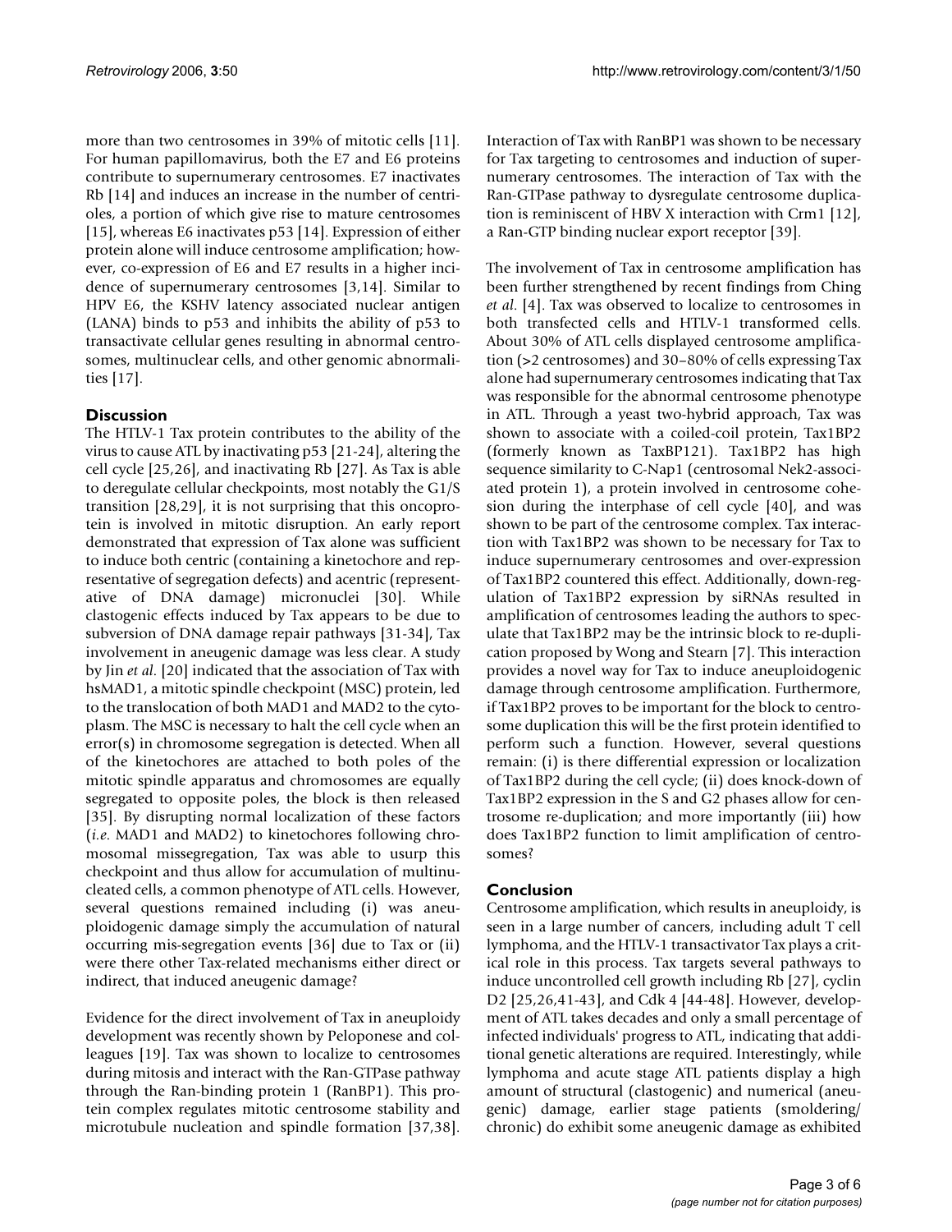more than two centrosomes in 39% of mitotic cells [11]. For human papillomavirus, both the E7 and E6 proteins contribute to supernumerary centrosomes. E7 inactivates Rb [14] and induces an increase in the number of centrioles, a portion of which give rise to mature centrosomes [15], whereas E6 inactivates p53 [14]. Expression of either protein alone will induce centrosome amplification; however, co-expression of E6 and E7 results in a higher incidence of supernumerary centrosomes [3,14]. Similar to HPV E6, the KSHV latency associated nuclear antigen (LANA) binds to p53 and inhibits the ability of p53 to transactivate cellular genes resulting in abnormal centrosomes, multinuclear cells, and other genomic abnormalities [17].

## Discussion

The HTLV-1 Tax protein contributes to the ability of the virus to cause ATL by inactivating p53 [21-24], altering the cell cycle [25,26], and inactivating Rb [27]. As Tax is able to deregulate cellular checkpoints, most notably the G1/S transition [28,29], it is not surprising that this oncoprotein is involved in mitotic disruption. An early report demonstrated that expression of Tax alone was sufficient to induce both centric (containing a kinetochore and representative of segregation defects) and acentric (representative of DNA damage) micronuclei [30]. While clastogenic effects induced by Tax appears to be due to subversion of DNA damage repair pathways [31-34], Tax involvement in aneugenic damage was less clear. A study by Jin *et al*. [20] indicated that the association of Tax with hsMAD1, a mitotic spindle checkpoint (MSC) protein, led to the translocation of both MAD1 and MAD2 to the cytoplasm. The MSC is necessary to halt the cell cycle when an error(s) in chromosome segregation is detected. When all of the kinetochores are attached to both poles of the mitotic spindle apparatus and chromosomes are equally segregated to opposite poles, the block is then released [35]. By disrupting normal localization of these factors (*i.e*. MAD1 and MAD2) to kinetochores following chromosomal missegregation, Tax was able to usurp this checkpoint and thus allow for accumulation of multinucleated cells, a common phenotype of ATL cells. However, several questions remained including (i) was aneuploidogenic damage simply the accumulation of natural occurring mis-segregation events [36] due to Tax or (ii) were there other Tax-related mechanisms either direct or indirect, that induced aneugenic damage?

Evidence for the direct involvement of Tax in aneuploidy development was recently shown by Peloponese and colleagues [19]. Tax was shown to localize to centrosomes during mitosis and interact with the Ran-GTPase pathway through the Ran-binding protein 1 (RanBP1). This protein complex regulates mitotic centrosome stability and microtubule nucleation and spindle formation [37,38]. Interaction of Tax with RanBP1 was shown to be necessary for Tax targeting to centrosomes and induction of supernumerary centrosomes. The interaction of Tax with the Ran-GTPase pathway to dysregulate centrosome duplication is reminiscent of HBV X interaction with Crm1 [12], a Ran-GTP binding nuclear export receptor [39].

The involvement of Tax in centrosome amplification has been further strengthened by recent findings from Ching *et al*. [4]. Tax was observed to localize to centrosomes in both transfected cells and HTLV-1 transformed cells. About 30% of ATL cells displayed centrosome amplification (>2 centrosomes) and 30–80% of cells expressing Tax alone had supernumerary centrosomes indicating that Tax was responsible for the abnormal centrosome phenotype in ATL. Through a yeast two-hybrid approach, Tax was shown to associate with a coiled-coil protein, Tax1BP2 (formerly known as TaxBP121). Tax1BP2 has high sequence similarity to C-Nap1 (centrosomal Nek2-associated protein 1), a protein involved in centrosome cohesion during the interphase of cell cycle [40], and was shown to be part of the centrosome complex. Tax interaction with Tax1BP2 was shown to be necessary for Tax to induce supernumerary centrosomes and over-expression of Tax1BP2 countered this effect. Additionally, down-regulation of Tax1BP2 expression by siRNAs resulted in amplification of centrosomes leading the authors to speculate that Tax1BP2 may be the intrinsic block to re-duplication proposed by Wong and Stearn [7]. This interaction provides a novel way for Tax to induce aneuploidogenic damage through centrosome amplification. Furthermore, if Tax1BP2 proves to be important for the block to centrosome duplication this will be the first protein identified to perform such a function. However, several questions remain: (i) is there differential expression or localization of Tax1BP2 during the cell cycle; (ii) does knock-down of Tax1BP2 expression in the S and G2 phases allow for centrosome re-duplication; and more importantly (iii) how does Tax1BP2 function to limit amplification of centrosomes?

## Conclusion

Centrosome amplification, which results in aneuploidy, is seen in a large number of cancers, including adult T cell lymphoma, and the HTLV-1 transactivator Tax plays a critical role in this process. Tax targets several pathways to induce uncontrolled cell growth including Rb [27], cyclin D2 [25,26,41-43], and Cdk 4 [44-48]. However, development of ATL takes decades and only a small percentage of infected individuals' progress to ATL, indicating that additional genetic alterations are required. Interestingly, while lymphoma and acute stage ATL patients display a high amount of structural (clastogenic) and numerical (aneugenic) damage, earlier stage patients (smoldering/ chronic) do exhibit some aneugenic damage as exhibited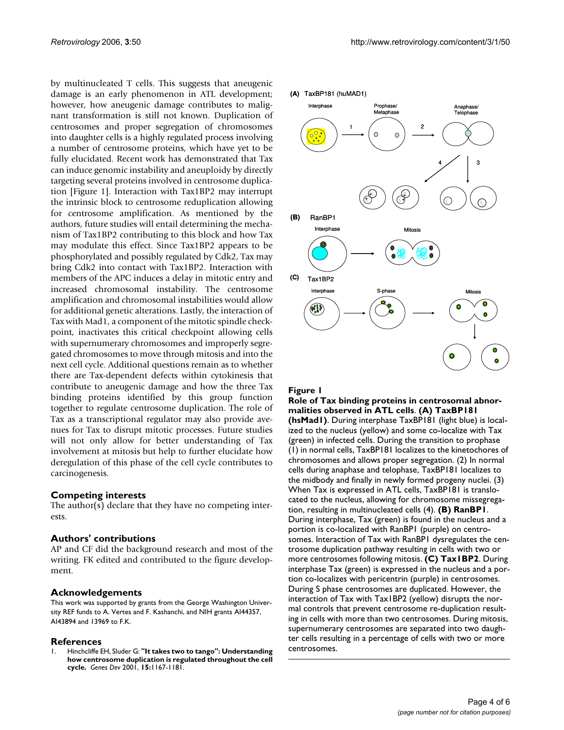by multinucleated T cells. This suggests that aneugenic damage is an early phenomenon in ATL development; however, how aneugenic damage contributes to malignant transformation is still not known. Duplication of centrosomes and proper segregation of chromosomes into daughter cells is a highly regulated process involving a number of centrosome proteins, which have yet to be fully elucidated. Recent work has demonstrated that Tax can induce genomic instability and aneuploidy by directly targeting several proteins involved in centrosome duplication [Figure 1]. Interaction with Tax1BP2 may interrupt the intrinsic block to centrosome reduplication allowing for centrosome amplification. As mentioned by the authors, future studies will entail determining the mechanism of Tax1BP2 contributing to this block and how Tax may modulate this effect. Since Tax1BP2 appears to be phosphorylated and possibly regulated by Cdk2, Tax may bring Cdk2 into contact with Tax1BP2. Interaction with members of the APC induces a delay in mitotic entry and increased chromosomal instability. The centrosome amplification and chromosomal instabilities would allow for additional genetic alterations. Lastly, the interaction of Tax with Mad1, a component of the mitotic spindle checkpoint, inactivates this critical checkpoint allowing cells with supernumerary chromosomes and improperly segregated chromosomes to move through mitosis and into the next cell cycle. Additional questions remain as to whether there are Tax-dependent defects within cytokinesis that contribute to aneugenic damage and how the three Tax binding proteins identified by this group function together to regulate centrosome duplication. The role of Tax as a transcriptional regulator may also provide avenues for Tax to disrupt mitotic processes. Future studies will not only allow for better understanding of Tax involvement at mitosis but help to further elucidate how deregulation of this phase of the cell cycle contributes to carcinogenesis.

## Competing interests

The author(s) declare that they have no competing interests.

## Authors' contributions

AP and CF did the background research and most of the writing. FK edited and contributed to the figure development.

## Acknowledgements

This work was supported by grants from the George Washington University REF funds to A. Vertes and F. Kashanchi, and NIH grants AI44357, AI43894 and 13969 to F.K.

## References

1. Hinchcliffe EH, Sluder G: **"It takes two to tango": Understanding how centrosome duplication is regulated throughout the cell cycle.** *Genes Dev* 2001, **15:**1167-1181.

**Figure 1**

**Role of Tax binding proteins in centrosomal abnormalities observed in ATL cells**. **(A) TaxBP181 (hsMad1)**. During interphase TaxBP181 (light blue) is localized to the nucleus (yellow) and some co-localize with Tax (green) in infected cells. During the transition to prophase (1) in normal cells, TaxBP181 localizes to the kinetochores of chromosomes and allows proper segregation. (2) In normal cells during anaphase and telophase, TaxBP181 localizes to the midbody and finally in newly formed progeny nuclei. (3) When Tax is expressed in ATL cells, TaxBP181 is translocated to the nucleus, allowing for chromosome missegregation, resulting in multinucleated cells (4). **(B) RanBP1**. During interphase, Tax (green) is found in the nucleus and a portion is co-localized with RanBP1 (purple) on centrosomes. Interaction of Tax with RanBP1 dysregulates the centrosome duplication pathway resulting in cells with two or more centrosomes following mitosis. **(C) Tax1BP2**. During interphase Tax (green) is expressed in the nucleus and a portion co-localizes with pericentrin (purple) in centrosomes. During S phase centrosomes are duplicated. However, the interaction of Tax with Tax1BP2 (yellow) disrupts the normal controls that prevent centrosome re-duplication resulting in cells with more than two centrosomes. During mitosis, supernumerary centrosomes are separated into two daughter cells resulting in a percentage of cells with two or more centrosomes.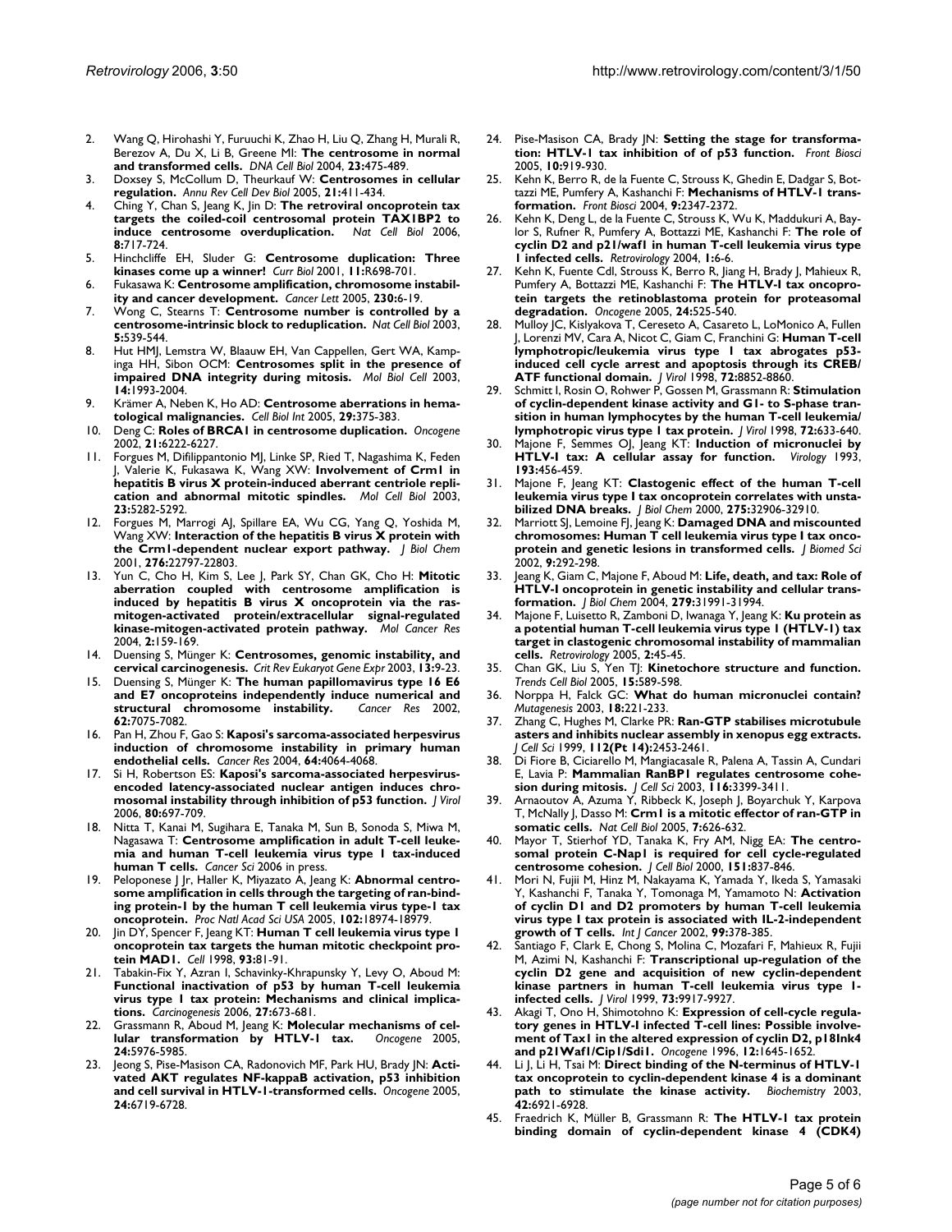2. Wang Q, Hirohashi Y, Furuuchi K, Zhao H, Liu Q, Zhang H, Murali R, Berezov A, Du X, Li B, Greene MI: **The centrosome in normal and transformed cells.** *DNA Cell Biol* 2004, **23:**475-489.
3. Doxsey S, McCollum D, Theurkauf W: **Centrosomes in cellular regulation.** *Annu Rev Cell Dev Biol* 2005, **21:**411-434.
4. Ching Y, Chan S, Jeang K, Jin D: **The retroviral oncoprotein tax targets the coiled-coil centrosomal protein TAX1BP2 to induce centrosome overduplication.** *Nat Cell Biol* 2006, **8:**717-724.
5. Hinchcliffe EH, Sluder G: **Centrosome duplication: Three kinases come up a winner!** *Curr Biol* 2001, **11:**R698-701.
6. Fukasawa K: **Centrosome amplification, chromosome instability and cancer development.** *Cancer Lett* 2005, **230:**6-19.
7. Wong C, Stearns T: **Centrosome number is controlled by a centrosome-intrinsic block to reduplication.** *Nat Cell Biol* 2003, **5:**539-544.
8. Hut HMJ, Lemstra W, Blaauw EH, Van Cappellen, Gert WA, Kampinga HH, Sibon OCM: **Centrosomes split in the presence of impaired DNA integrity during mitosis.** *Mol Biol Cell* 2003, **14:**1993-2004.
9. Krämer A, Neben K, Ho AD: **Centrosome aberrations in hematological malignancies.** *Cell Biol Int* 2005, **29:**375-383.
10. Deng C: **Roles of BRCA1 in centrosome duplication.** *Oncogene* 2002, **21:**6222-6227.
11. Forgues M, Difilippantonio MJ, Linke SP, Ried T, Nagashima K, Feden J, Valerie K, Fukasawa K, Wang XW: **Involvement of Crm1 in hepatitis B virus X protein-induced aberrant centriole replication and abnormal mitotic spindles.** *Mol Cell Biol* 2003, **23:**5282-5292.
12. Forgues M, Marrogi AJ, Spillare EA, Wu CG, Yang Q, Yoshida M, Wang XW: **Interaction of the hepatitis B virus X protein with the Crm1-dependent nuclear export pathway.** *J Biol Chem* 2001, **276:**22797-22803.
13. Yun C, Cho H, Kim S, Lee J, Park SY, Chan GK, Cho H: **Mitotic aberration coupled with centrosome amplification is induced by hepatitis B virus X oncoprotein via the ras-mitogen-activated protein/extracellular signal-regulated kinase-mitogen-activated protein pathway.** *Mol Cancer Res* 2004, **2:**159-169.
14. Duensing S, Münger K: **Centrosomes, genomic instability, and cervical carcinogenesis.** *Crit Rev Eukaryot Gene Expr* 2003, **13:**9-23.
15. Duensing S, Münger K: **The human papillomavirus type 16 E6 and E7 oncoproteins independently induce numerical and structural chromosome instability.** *Cancer Res* 2002, **62:**7075-7082.
16. Pan H, Zhou F, Gao S: **Kaposi's sarcoma-associated herpesvirus induction of chromosome instability in primary human endothelial cells.** *Cancer Res* 2004, **64:**4064-4068.
17. Si H, Robertson ES: **Kaposi's sarcoma-associated herpesvirus-encoded latency-associated nuclear antigen induces chromosomal instability through inhibition of p53 function.** *J Virol* 2006, **80:**697-709.
18. Nitta T, Kanai M, Sugihara E, Tanaka M, Sun B, Sonoda S, Miwa M, Nagasawa T: **Centrosome amplification in adult T-cell leukemia and human T-cell leukemia virus type 1 tax-induced human T cells.** *Cancer Sci* 2006 in press.
19. Peloponese J Jr, Haller K, Miyazato A, Jeang K: **Abnormal centrosome amplification in cells through the targeting of ran-binding protein-1 by the human T cell leukemia virus type-1 tax oncoprotein.** *Proc Natl Acad Sci USA* 2005, **102:**18974-18979.
20. Jin DY, Spencer F, Jeang KT: **Human T cell leukemia virus type 1 oncoprotein tax targets the human mitotic checkpoint protein MAD1.** *Cell* 1998, **93:**81-91.
21. Tabakin-Fix Y, Azran I, Schavinky-Khrapunsky Y, Levy O, Aboud M: **Functional inactivation of p53 by human T-cell leukemia virus type 1 tax protein: Mechanisms and clinical implications.** *Carcinogenesis* 2006, **27:**673-681.
22. Grassmann R, Aboud M, Jeang K: **Molecular mechanisms of cellular transformation by HTLV-1 tax.** *Oncogene* 2005, **24:**5976-5985.
23. Jeong S, Pise-Masison CA, Radonovich MF, Park HU, Brady JN: **Activated AKT regulates NF-kappaB activation, p53 inhibition and cell survival in HTLV-1-transformed cells.** *Oncogene* 2005, **24:**6719-6728.
24. Pise-Masison CA, Brady JN: **Setting the stage for transformation: HTLV-1 tax inhibition of of p53 function.** *Front Biosci* 2005, **10:**919-930.
25. Kehn K, Berro R, de la Fuente C, Strouss K, Ghedin E, Dadgar S, Bottazzi ME, Pumfery A, Kashanchi F: **Mechanisms of HTLV-1 transformation.** *Front Biosci* 2004, **9:**2347-2372.
26. Kehn K, Deng L, de la Fuente C, Strouss K, Wu K, Maddukuri A, Baylor S, Rufner R, Pumfery A, Bottazzi ME, Kashanchi F: **The role of cyclin D2 and p21/waf1 in human T-cell leukemia virus type 1 infected cells.** *Retrovirology* 2004, **1:**6-6.
27. Kehn K, Fuente Cdl, Strouss K, Berro R, Jiang H, Brady J, Mahieux R, Pumfery A, Bottazzi ME, Kashanchi F: **The HTLV-I tax oncoprotein targets the retinoblastoma protein for proteasomal degradation.** *Oncogene* 2005, **24:**525-540.
28. Mulloy JC, Kislyakova T, Cereseto A, Casareto L, LoMonico A, Fullen J, Lorenzi MV, Cara A, Nicot C, Giam C, Franchini G: **Human T-cell lymphotropic/leukemia virus type 1 tax abrogates p53-induced cell cycle arrest and apoptosis through its CREB/ATF functional domain.** *J Virol* 1998, **72:**8852-8860.
29. Schmitt I, Rosin O, Rohwer P, Gossen M, Grassmann R: **Stimulation of cyclin-dependent kinase activity and G1- to S-phase transition in human lymphocytes by the human T-cell leukemia/lymphotropic virus type 1 tax protein.** *J Virol* 1998, **72:**633-640.
30. Majone F, Semmes OJ, Jeang KT: **Induction of micronuclei by HTLV-I tax: A cellular assay for function.** *Virology* 1993, **193:**456-459.
31. Majone F, Jeang KT: **Clastogenic effect of the human T-cell leukemia virus type I tax oncoprotein correlates with unstabilized DNA breaks.** *J Biol Chem* 2000, **275:**32906-32910.
32. Marriott SJ, Lemoine FJ, Jeang K: **Damaged DNA and miscounted chromosomes: Human T cell leukemia virus type I tax oncoprotein and genetic lesions in transformed cells.** *J Biomed Sci* 2002, **9:**292-298.
33. Jeang K, Giam C, Majone F, Aboud M: **Life, death, and tax: Role of HTLV-I oncoprotein in genetic instability and cellular transformation.** *J Biol Chem* 2004, **279:**31991-31994.
34. Majone F, Luisetto R, Zamboni D, Iwanaga Y, Jeang K: **Ku protein as a potential human T-cell leukemia virus type 1 (HTLV-1) tax target in clastogenic chromosomal instability of mammalian cells.** *Retrovirology* 2005, **2:**45-45.
35. Chan GK, Liu S, Yen TJ: **Kinetochore structure and function.** *Trends Cell Biol* 2005, **15:**589-598.
36. Norppa H, Falck GC: **What do human micronuclei contain?** *Mutagenesis* 2003, **18:**221-233.
37. Zhang C, Hughes M, Clarke PR: **Ran-GTP stabilises microtubule asters and inhibits nuclear assembly in xenopus egg extracts.** *J Cell Sci* 1999, **112(Pt 14):**2453-2461.
38. Di Fiore B, Ciciarello M, Mangiacasale R, Palena A, Tassin A, Cundari E, Lavia P: **Mammalian RanBP1 regulates centrosome cohesion during mitosis.** *J Cell Sci* 2003, **116:**3399-3411.
39. Arnaoutov A, Azuma Y, Ribbeck K, Joseph J, Boyarchuk Y, Karpova T, McNally J, Dasso M: **Crm1 is a mitotic effector of ran-GTP in somatic cells.** *Nat Cell Biol* 2005, **7:**626-632.
40. Mayor T, Stierhof YD, Tanaka K, Fry AM, Nigg EA: **The centrosomal protein C-Nap1 is required for cell cycle-regulated centrosome cohesion.** *J Cell Biol* 2000, **151:**837-846.
41. Mori N, Fujii M, Hinz M, Nakayama K, Yamada Y, Ikeda S, Yamasaki Y, Kashanchi F, Tanaka Y, Tomonaga M, Yamamoto N: **Activation of cyclin D1 and D2 promoters by human T-cell leukemia virus type I tax protein is associated with IL-2-independent growth of T cells.** *Int J Cancer* 2002, **99:**378-385.
42. Santiago F, Clark E, Chong S, Molina C, Mozafari F, Mahieux R, Fujii M, Azimi N, Kashanchi F: **Transcriptional up-regulation of the cyclin D2 gene and acquisition of new cyclin-dependent kinase partners in human T-cell leukemia virus type 1-infected cells.** *J Virol* 1999, **73:**9917-9927.
43. Akagi T, Ono H, Shimotohno K: **Expression of cell-cycle regulatory genes in HTLV-I infected T-cell lines: Possible involvement of Tax1 in the altered expression of cyclin D2, p18Ink4 and p21Waf1/Cip1/Sdi1.** *Oncogene* 1996, **12:**1645-1652.
44. Li J, Li H, Tsai M: **Direct binding of the N-terminus of HTLV-1 tax oncoprotein to cyclin-dependent kinase 4 is a dominant path to stimulate the kinase activity.** *Biochemistry* 2003, **42:**6921-6928.
45. Fraedrich K, Müller B, Grassmann R: **The HTLV-1 tax protein binding domain of cyclin-dependent kinase 4 (CDK4)**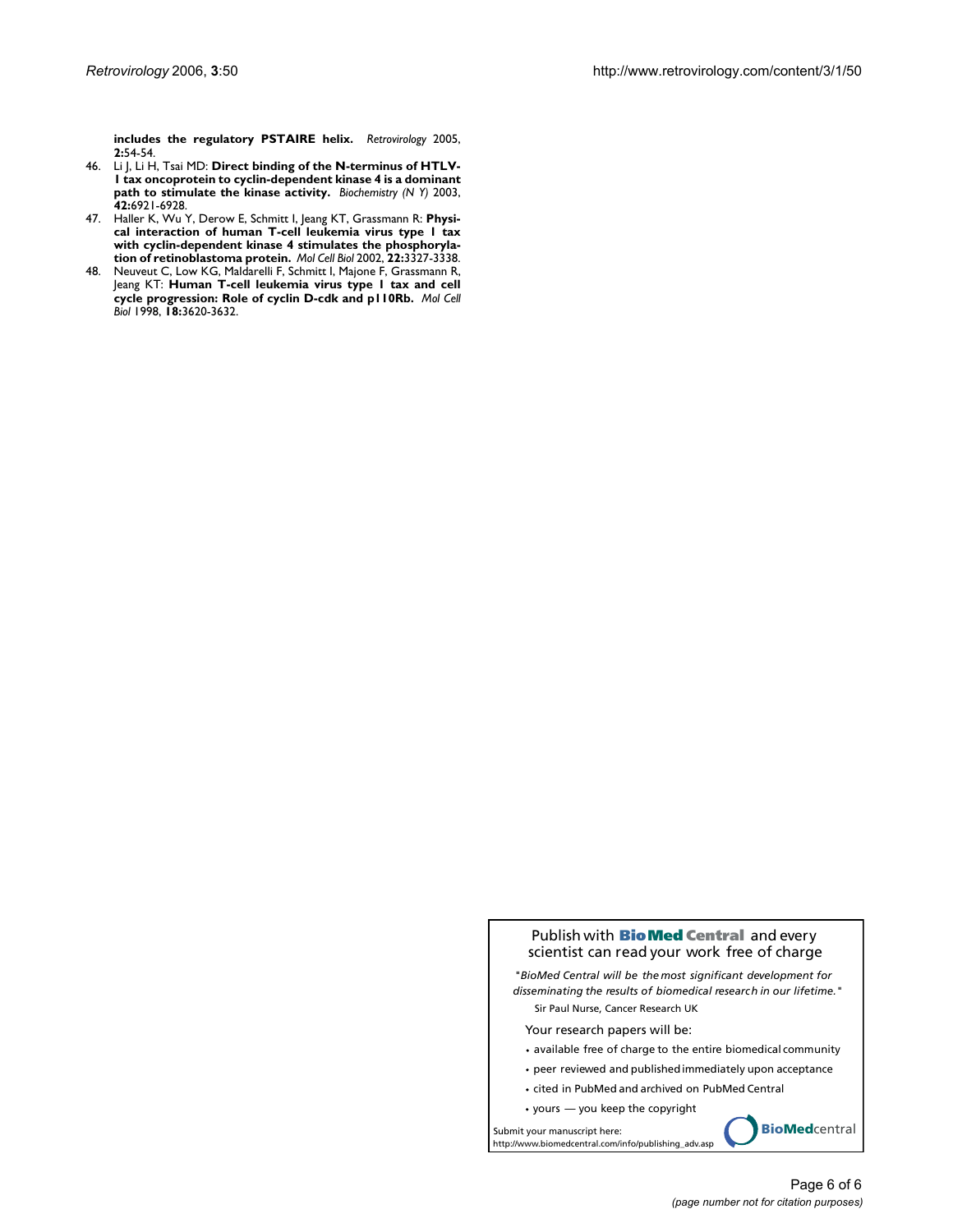includes the regulatory PSTAIRE helix. *Retrovirology* 2005, **2:**54-54.

46. Li J, Li H, Tsai MD: **Direct binding of the N-terminus of HTLV-1 tax oncoprotein to cyclin-dependent kinase 4 is a dominant path to stimulate the kinase activity.** *Biochemistry (N Y)* 2003, **42:**6921-6928.
47. Haller K, Wu Y, Derow E, Schmitt I, Jeang KT, Grassmann R: **Physical interaction of human T-cell leukemia virus type 1 tax with cyclin-dependent kinase 4 stimulates the phosphorylation of retinoblastoma protein.** *Mol Cell Biol* 2002, **22:**3327-3338.
48. Neuveut C, Low KG, Maldarelli F, Schmitt I, Majone F, Grassmann R, Jeang KT: **Human T-cell leukemia virus type 1 tax and cell cycle progression: Role of cyclin D-cdk and p110Rb.** *Mol Cell Biol* 1998, **18:**3620-3632.

Publish with **BioMed Central** and every scientist can read your work free of charge

*"BioMed Central will be the most significant development for disseminating the results of biomedical research in our lifetime."*

Sir Paul Nurse, Cancer Research UK

Your research papers will be:

- available free of charge to the entire biomedical community
- peer reviewed and published immediately upon acceptance
- cited in PubMed and archived on PubMed Central
- yours — you keep the copyright

Submit your manuscript here:
http://www.biomedcentral.com/info/publishing_adv.asp

**BioMed**central